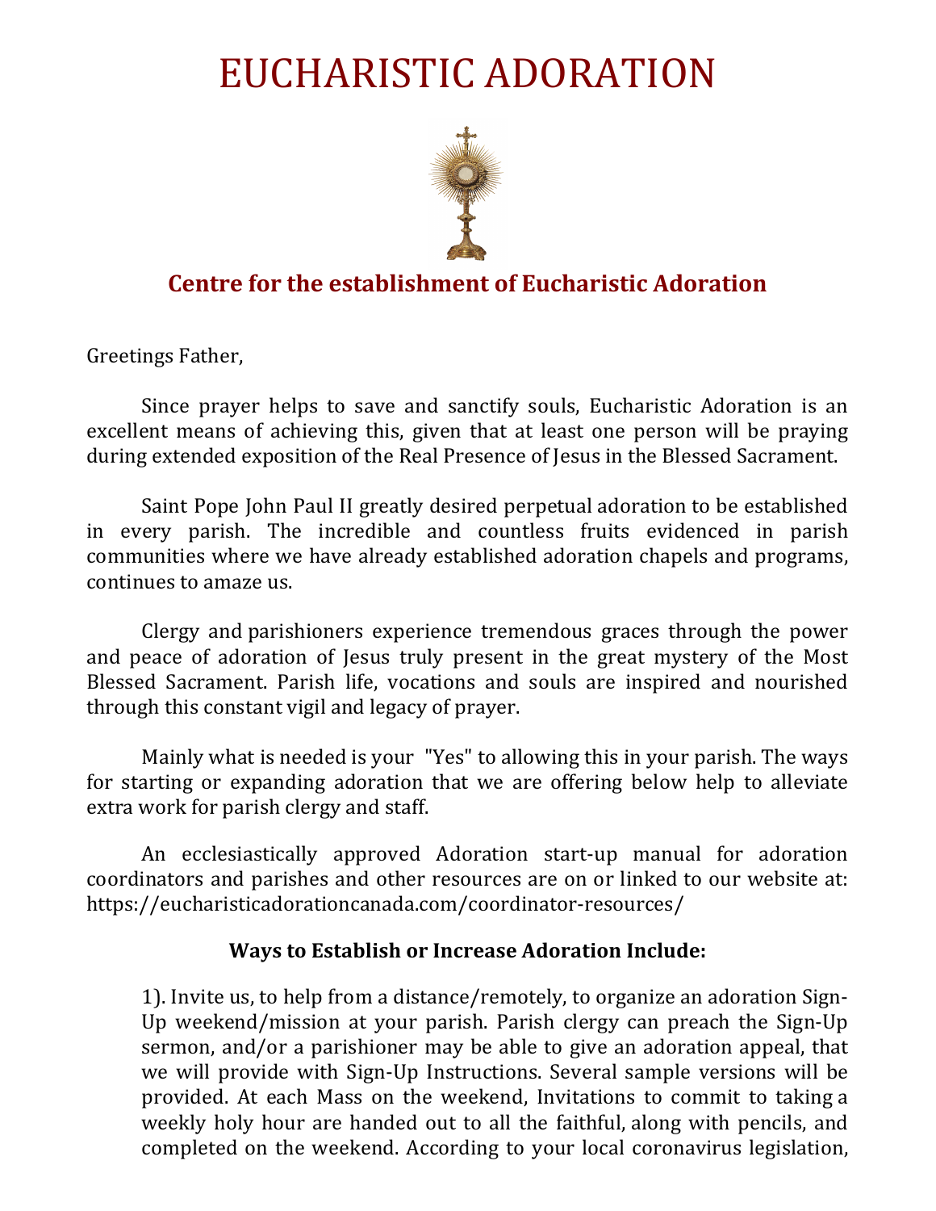# EUCHARISTIC ADORATION

## Centre for the establishment of Eucharistic Adoration

Greetings Father,

Since prayer helps to save and sanctify souls, Eucharistic Adoration is an excellent means of achieving this, given that at least one person will be praying during extended exposition of the Real Presence of Jesus in the Blessed Sacrament.

Saint Pope John Paul II greatly desired perpetual adoration to be established in every parish. The incredible and countless fruits evidenced in parish communities where we have already established adoration chapels and programs, continues to amaze us.

Clergy and parishioners experience tremendous graces through the power and peace of adoration of Jesus truly present in the great mystery of the Most Blessed Sacrament. Parish life, vocations and souls are inspired and nourished through this constant vigil and legacy of prayer.

Mainly what is needed is your "Yes" to allowing this in your parish. The ways for starting or expanding adoration that we are offering below help to alleviate extra work for parish clergy and staff.

An ecclesiastically approved Adoration start-up manual for adoration coordinators and parishes and other resources are on or linked to our website at: https://eucharisticadorationcanada.com/coordinator-resources/

**Ways to Establish or Increase Adoration Include:**

1). Invite us, to help from a distance/remotely, to organize an adoration Sign-Up weekend/mission at your parish. Parish clergy can preach the Sign-Up sermon, and/or a parishioner may be able to give an adoration appeal, that we will provide with Sign-Up Instructions. Several sample versions will be provided. At each Mass on the weekend, Invitations to commit to taking a weekly holy hour are handed out to all the faithful, along with pencils, and completed on the weekend. According to your local coronavirus legislation,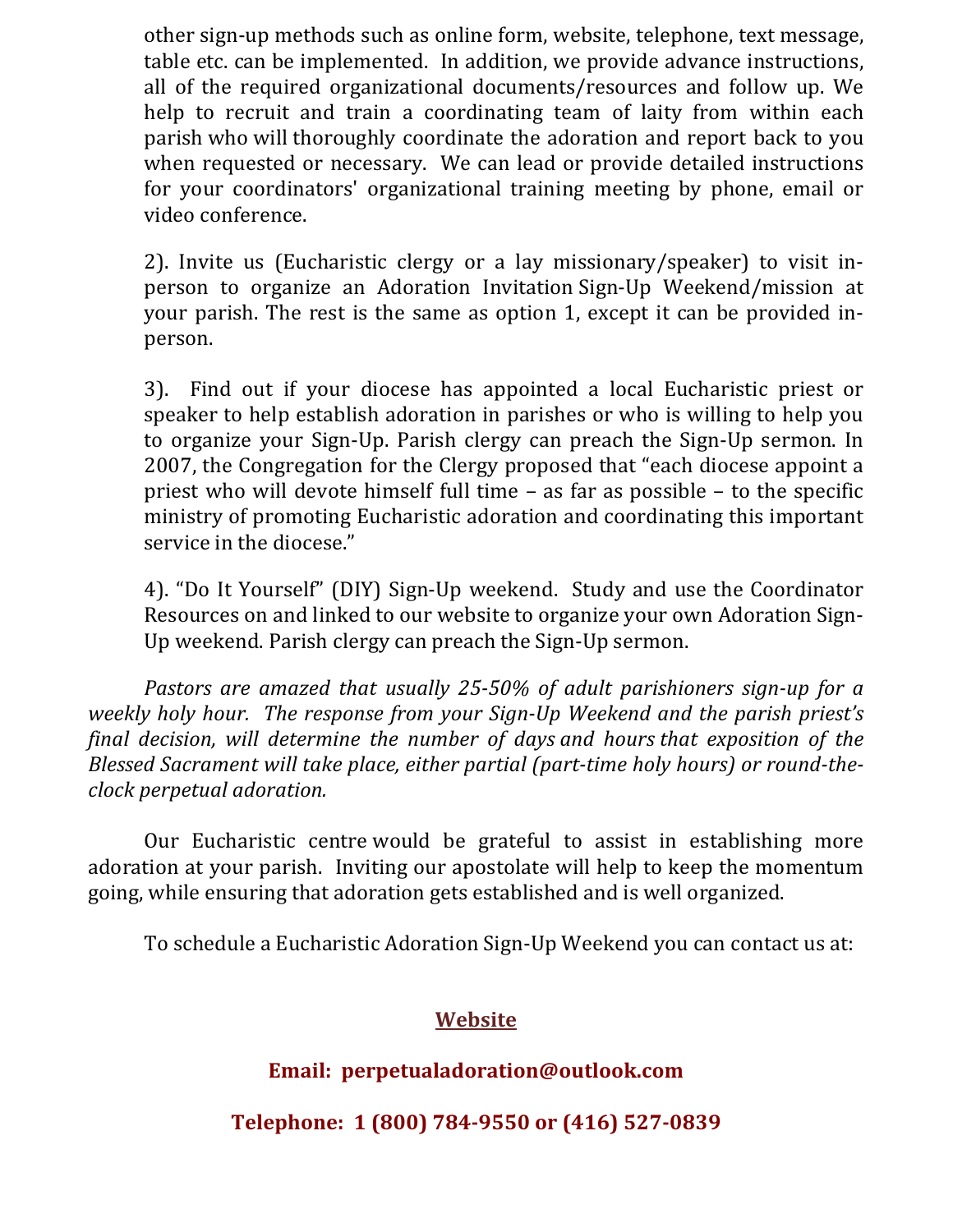other sign-up methods such as online form, website, telephone, text message, table etc. can be implemented. In addition, we provide advance instructions, all of the required organizational documents/resources and follow up. We help to recruit and train a coordinating team of laity from within each parish who will thoroughly coordinate the adoration and report back to you when requested or necessary. We can lead or provide detailed instructions for your coordinators' organizational training meeting by phone, email or video conference.

2). Invite us (Eucharistic clergy or a lay missionary/speaker) to visit in-person to organize an Adoration Invitation Sign-Up Weekend/mission at your parish. The rest is the same as option 1, except it can be provided in-person.

3). Find out if your diocese has appointed a local Eucharistic priest or speaker to help establish adoration in parishes or who is willing to help you to organize your Sign-Up. Parish clergy can preach the Sign-Up sermon. In 2007, the Congregation for the Clergy proposed that "each diocese appoint a priest who will devote himself full time – as far as possible – to the specific ministry of promoting Eucharistic adoration and coordinating this important service in the diocese."

4). "Do It Yourself" (DIY) Sign-Up weekend. Study and use the Coordinator Resources on and linked to our website to organize your own Adoration Sign-Up weekend. Parish clergy can preach the Sign-Up sermon.

*Pastors are amazed that usually 25-50% of adult parishioners sign-up for a weekly holy hour. The response from your Sign-Up Weekend and the parish priest's final decision, will determine the number of days and hours that exposition of the Blessed Sacrament will take place, either partial (part-time holy hours) or round-the-clock perpetual adoration.*

Our Eucharistic centre would be grateful to assist in establishing more adoration at your parish. Inviting our apostolate will help to keep the momentum going, while ensuring that adoration gets established and is well organized.

To schedule a Eucharistic Adoration Sign-Up Weekend you can contact us at:

**Website**

**Email: perpetualadoration@outlook.com**

**Telephone: 1 (800) 784-9550 or (416) 527-0839**